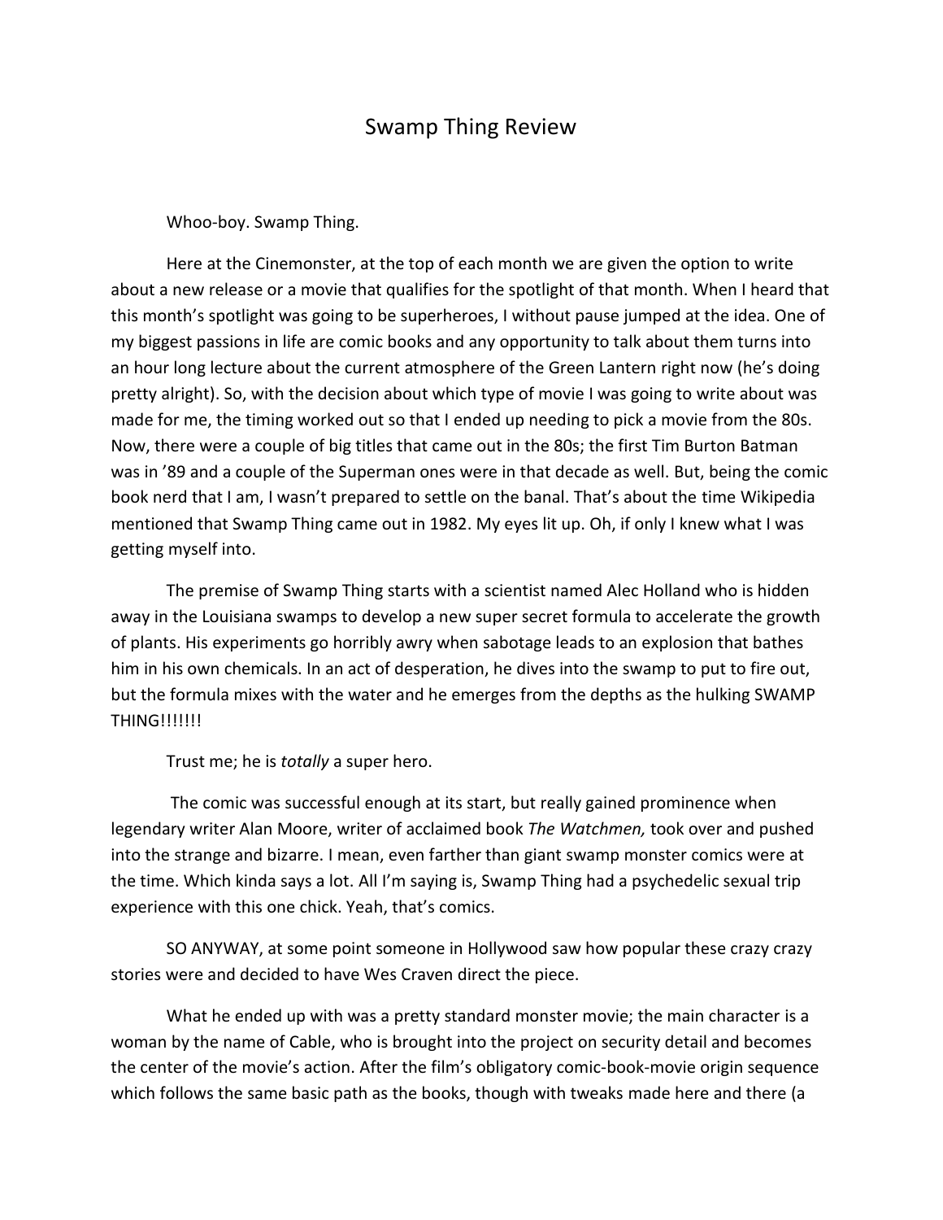# Swamp Thing Review

Whoo-boy. Swamp Thing.

Here at the Cinemonster, at the top of each month we are given the option to write about a new release or a movie that qualifies for the spotlight of that month. When I heard that this month's spotlight was going to be superheroes, I without pause jumped at the idea. One of my biggest passions in life are comic books and any opportunity to talk about them turns into an hour long lecture about the current atmosphere of the Green Lantern right now (he's doing pretty alright). So, with the decision about which type of movie I was going to write about was made for me, the timing worked out so that I ended up needing to pick a movie from the 80s. Now, there were a couple of big titles that came out in the 80s; the first Tim Burton Batman was in '89 and a couple of the Superman ones were in that decade as well. But, being the comic book nerd that I am, I wasn't prepared to settle on the banal. That's about the time Wikipedia mentioned that Swamp Thing came out in 1982. My eyes lit up. Oh, if only I knew what I was getting myself into.

The premise of Swamp Thing starts with a scientist named Alec Holland who is hidden away in the Louisiana swamps to develop a new super secret formula to accelerate the growth of plants. His experiments go horribly awry when sabotage leads to an explosion that bathes him in his own chemicals. In an act of desperation, he dives into the swamp to put to fire out, but the formula mixes with the water and he emerges from the depths as the hulking SWAMP THING!!!!!!!

Trust me; he is *totally* a super hero.

The comic was successful enough at its start, but really gained prominence when legendary writer Alan Moore, writer of acclaimed book *The Watchmen,* took over and pushed into the strange and bizarre. I mean, even farther than giant swamp monster comics were at the time. Which kinda says a lot. All I'm saying is, Swamp Thing had a psychedelic sexual trip experience with this one chick. Yeah, that's comics.

SO ANYWAY, at some point someone in Hollywood saw how popular these crazy crazy stories were and decided to have Wes Craven direct the piece.

What he ended up with was a pretty standard monster movie; the main character is a woman by the name of Cable, who is brought into the project on security detail and becomes the center of the movie's action. After the film's obligatory comic-book-movie origin sequence which follows the same basic path as the books, though with tweaks made here and there (a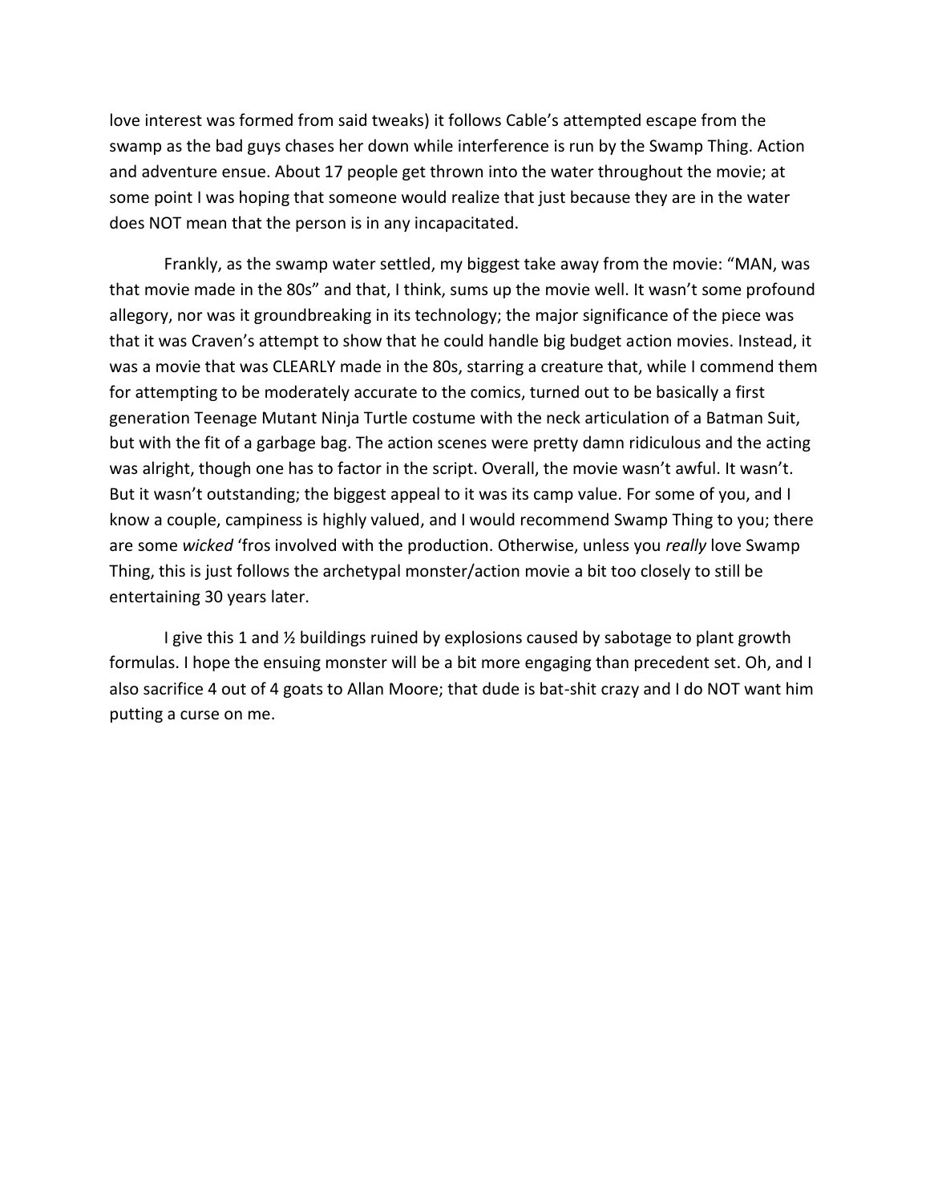love interest was formed from said tweaks) it follows Cable's attempted escape from the swamp as the bad guys chases her down while interference is run by the Swamp Thing. Action and adventure ensue. About 17 people get thrown into the water throughout the movie; at some point I was hoping that someone would realize that just because they are in the water does NOT mean that the person is in any incapacitated.

Frankly, as the swamp water settled, my biggest take away from the movie: "MAN, was that movie made in the 80s" and that, I think, sums up the movie well. It wasn't some profound allegory, nor was it groundbreaking in its technology; the major significance of the piece was that it was Craven's attempt to show that he could handle big budget action movies. Instead, it was a movie that was CLEARLY made in the 80s, starring a creature that, while I commend them for attempting to be moderately accurate to the comics, turned out to be basically a first generation Teenage Mutant Ninja Turtle costume with the neck articulation of a Batman Suit, but with the fit of a garbage bag. The action scenes were pretty damn ridiculous and the acting was alright, though one has to factor in the script. Overall, the movie wasn't awful. It wasn't. But it wasn't outstanding; the biggest appeal to it was its camp value. For some of you, and I know a couple, campiness is highly valued, and I would recommend Swamp Thing to you; there are some *wicked* 'fros involved with the production. Otherwise, unless you *really* love Swamp Thing, this is just follows the archetypal monster/action movie a bit too closely to still be entertaining 30 years later.

I give this 1 and ½ buildings ruined by explosions caused by sabotage to plant growth formulas. I hope the ensuing monster will be a bit more engaging than precedent set. Oh, and I also sacrifice 4 out of 4 goats to Allan Moore; that dude is bat-shit crazy and I do NOT want him putting a curse on me.